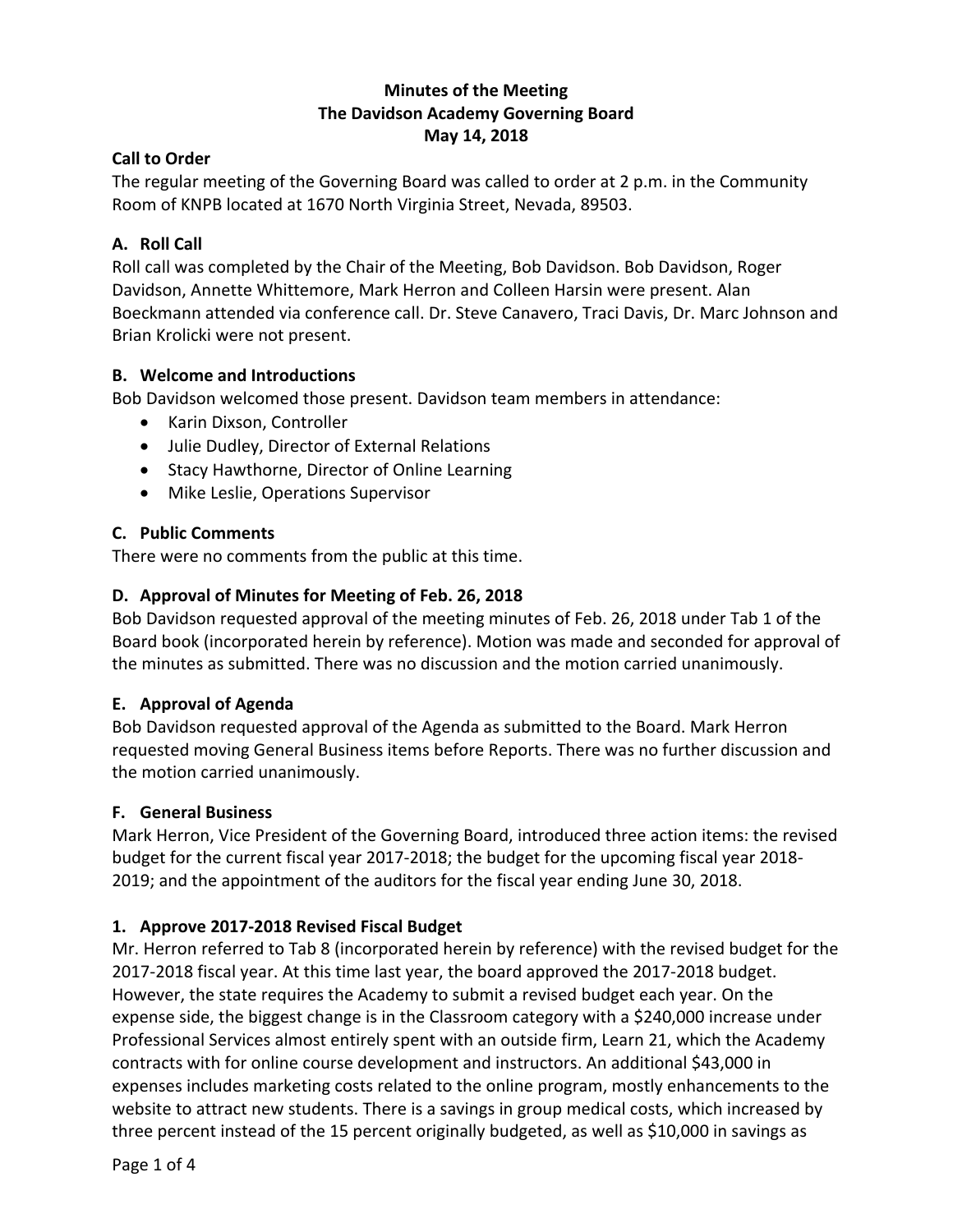**Minutes of the Meeting**
**The Davidson Academy Governing Board**
**May 14, 2018**

**Call to Order**

The regular meeting of the Governing Board was called to order at 2 p.m. in the Community Room of KNPB located at 1670 North Virginia Street, Nevada, 89503.

## A. Roll Call

Roll call was completed by the Chair of the Meeting, Bob Davidson. Bob Davidson, Roger Davidson, Annette Whittemore, Mark Herron and Colleen Harsin were present. Alan Boeckmann attended via conference call. Dr. Steve Canavero, Traci Davis, Dr. Marc Johnson and Brian Krolicki were not present.

## B. Welcome and Introductions

Bob Davidson welcomed those present. Davidson team members in attendance:

- Karin Dixson, Controller
- Julie Dudley, Director of External Relations
- Stacy Hawthorne, Director of Online Learning
- Mike Leslie, Operations Supervisor

## C. Public Comments

There were no comments from the public at this time.

## D. Approval of Minutes for Meeting of Feb. 26, 2018

Bob Davidson requested approval of the meeting minutes of Feb. 26, 2018 under Tab 1 of the Board book (incorporated herein by reference). Motion was made and seconded for approval of the minutes as submitted. There was no discussion and the motion carried unanimously.

## E. Approval of Agenda

Bob Davidson requested approval of the Agenda as submitted to the Board. Mark Herron requested moving General Business items before Reports. There was no further discussion and the motion carried unanimously.

## F. General Business

Mark Herron, Vice President of the Governing Board, introduced three action items: the revised budget for the current fiscal year 2017-2018; the budget for the upcoming fiscal year 2018-2019; and the appointment of the auditors for the fiscal year ending June 30, 2018.

### 1. Approve 2017-2018 Revised Fiscal Budget

Mr. Herron referred to Tab 8 (incorporated herein by reference) with the revised budget for the 2017-2018 fiscal year. At this time last year, the board approved the 2017-2018 budget. However, the state requires the Academy to submit a revised budget each year. On the expense side, the biggest change is in the Classroom category with a $240,000 increase under Professional Services almost entirely spent with an outside firm, Learn 21, which the Academy contracts with for online course development and instructors. An additional $43,000 in expenses includes marketing costs related to the online program, mostly enhancements to the website to attract new students. There is a savings in group medical costs, which increased by three percent instead of the 15 percent originally budgeted, as well as $10,000 in savings as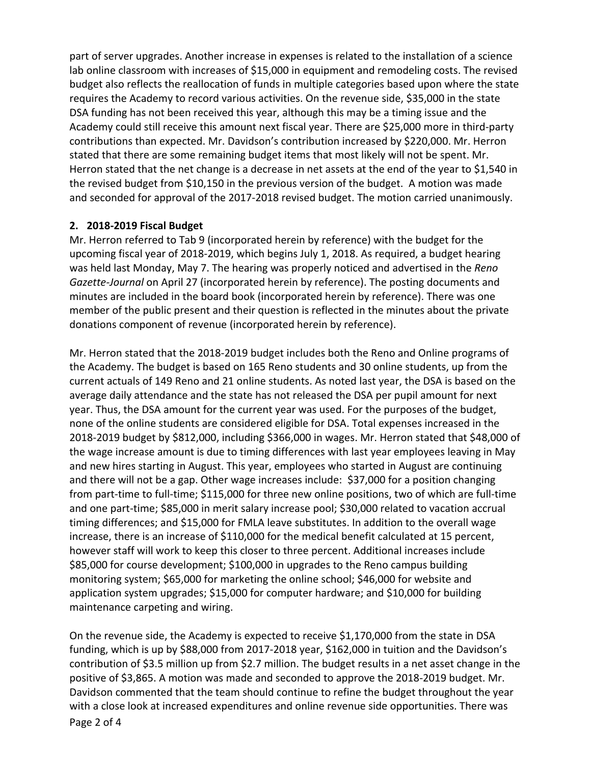part of server upgrades. Another increase in expenses is related to the installation of a science lab online classroom with increases of $15,000 in equipment and remodeling costs. The revised budget also reflects the reallocation of funds in multiple categories based upon where the state requires the Academy to record various activities. On the revenue side, $35,000 in the state DSA funding has not been received this year, although this may be a timing issue and the Academy could still receive this amount next fiscal year. There are $25,000 more in third-party contributions than expected. Mr. Davidson's contribution increased by $220,000. Mr. Herron stated that there are some remaining budget items that most likely will not be spent. Mr. Herron stated that the net change is a decrease in net assets at the end of the year to $1,540 in the revised budget from $10,150 in the previous version of the budget. A motion was made and seconded for approval of the 2017-2018 revised budget. The motion carried unanimously.

**2. 2018-2019 Fiscal Budget**

Mr. Herron referred to Tab 9 (incorporated herein by reference) with the budget for the upcoming fiscal year of 2018-2019, which begins July 1, 2018. As required, a budget hearing was held last Monday, May 7. The hearing was properly noticed and advertised in the *Reno Gazette-Journal* on April 27 (incorporated herein by reference). The posting documents and minutes are included in the board book (incorporated herein by reference). There was one member of the public present and their question is reflected in the minutes about the private donations component of revenue (incorporated herein by reference).

Mr. Herron stated that the 2018-2019 budget includes both the Reno and Online programs of the Academy. The budget is based on 165 Reno students and 30 online students, up from the current actuals of 149 Reno and 21 online students. As noted last year, the DSA is based on the average daily attendance and the state has not released the DSA per pupil amount for next year. Thus, the DSA amount for the current year was used. For the purposes of the budget, none of the online students are considered eligible for DSA. Total expenses increased in the 2018-2019 budget by $812,000, including $366,000 in wages. Mr. Herron stated that $48,000 of the wage increase amount is due to timing differences with last year employees leaving in May and new hires starting in August. This year, employees who started in August are continuing and there will not be a gap. Other wage increases include: $37,000 for a position changing from part-time to full-time; $115,000 for three new online positions, two of which are full-time and one part-time; $85,000 in merit salary increase pool; $30,000 related to vacation accrual timing differences; and $15,000 for FMLA leave substitutes. In addition to the overall wage increase, there is an increase of $110,000 for the medical benefit calculated at 15 percent, however staff will work to keep this closer to three percent. Additional increases include $85,000 for course development; $100,000 in upgrades to the Reno campus building monitoring system; $65,000 for marketing the online school; $46,000 for website and application system upgrades; $15,000 for computer hardware; and $10,000 for building maintenance carpeting and wiring.

On the revenue side, the Academy is expected to receive $1,170,000 from the state in DSA funding, which is up by $88,000 from 2017-2018 year, $162,000 in tuition and the Davidson's contribution of $3.5 million up from $2.7 million. The budget results in a net asset change in the positive of $3,865. A motion was made and seconded to approve the 2018-2019 budget. Mr. Davidson commented that the team should continue to refine the budget throughout the year with a close look at increased expenditures and online revenue side opportunities. There was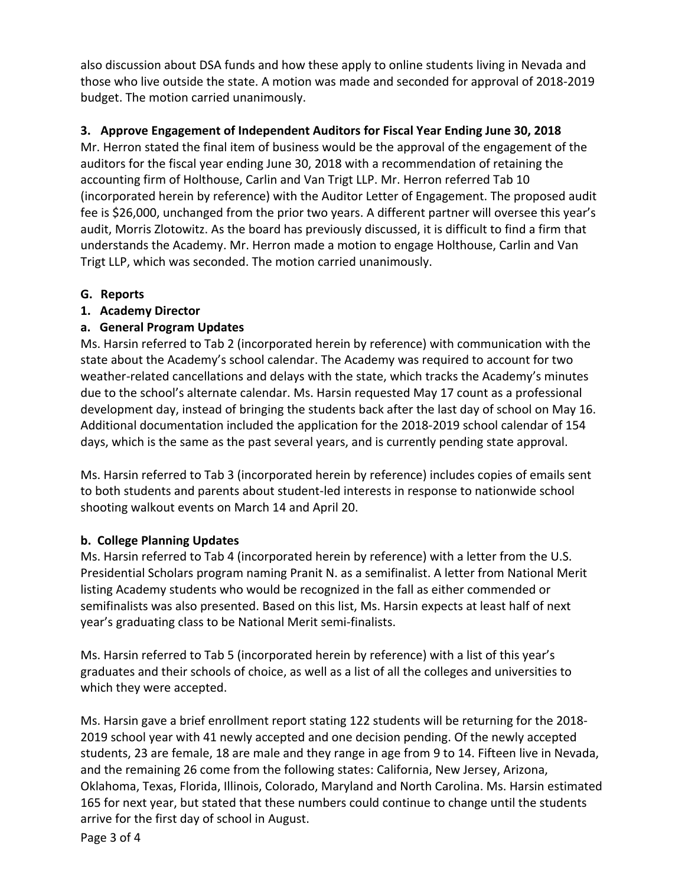also discussion about DSA funds and how these apply to online students living in Nevada and those who live outside the state. A motion was made and seconded for approval of 2018-2019 budget. The motion carried unanimously.

**3. Approve Engagement of Independent Auditors for Fiscal Year Ending June 30, 2018**

Mr. Herron stated the final item of business would be the approval of the engagement of the auditors for the fiscal year ending June 30, 2018 with a recommendation of retaining the accounting firm of Holthouse, Carlin and Van Trigt LLP. Mr. Herron referred Tab 10 (incorporated herein by reference) with the Auditor Letter of Engagement. The proposed audit fee is $26,000, unchanged from the prior two years. A different partner will oversee this year's audit, Morris Zlotowitz. As the board has previously discussed, it is difficult to find a firm that understands the Academy. Mr. Herron made a motion to engage Holthouse, Carlin and Van Trigt LLP, which was seconded. The motion carried unanimously.

**G. Reports**

**1. Academy Director**

**a. General Program Updates**

Ms. Harsin referred to Tab 2 (incorporated herein by reference) with communication with the state about the Academy's school calendar. The Academy was required to account for two weather-related cancellations and delays with the state, which tracks the Academy's minutes due to the school's alternate calendar. Ms. Harsin requested May 17 count as a professional development day, instead of bringing the students back after the last day of school on May 16. Additional documentation included the application for the 2018-2019 school calendar of 154 days, which is the same as the past several years, and is currently pending state approval.

Ms. Harsin referred to Tab 3 (incorporated herein by reference) includes copies of emails sent to both students and parents about student-led interests in response to nationwide school shooting walkout events on March 14 and April 20.

**b. College Planning Updates**

Ms. Harsin referred to Tab 4 (incorporated herein by reference) with a letter from the U.S. Presidential Scholars program naming Pranit N. as a semifinalist. A letter from National Merit listing Academy students who would be recognized in the fall as either commended or semifinalists was also presented. Based on this list, Ms. Harsin expects at least half of next year's graduating class to be National Merit semi-finalists.

Ms. Harsin referred to Tab 5 (incorporated herein by reference) with a list of this year's graduates and their schools of choice, as well as a list of all the colleges and universities to which they were accepted.

Ms. Harsin gave a brief enrollment report stating 122 students will be returning for the 2018-2019 school year with 41 newly accepted and one decision pending. Of the newly accepted students, 23 are female, 18 are male and they range in age from 9 to 14. Fifteen live in Nevada, and the remaining 26 come from the following states: California, New Jersey, Arizona, Oklahoma, Texas, Florida, Illinois, Colorado, Maryland and North Carolina. Ms. Harsin estimated 165 for next year, but stated that these numbers could continue to change until the students arrive for the first day of school in August.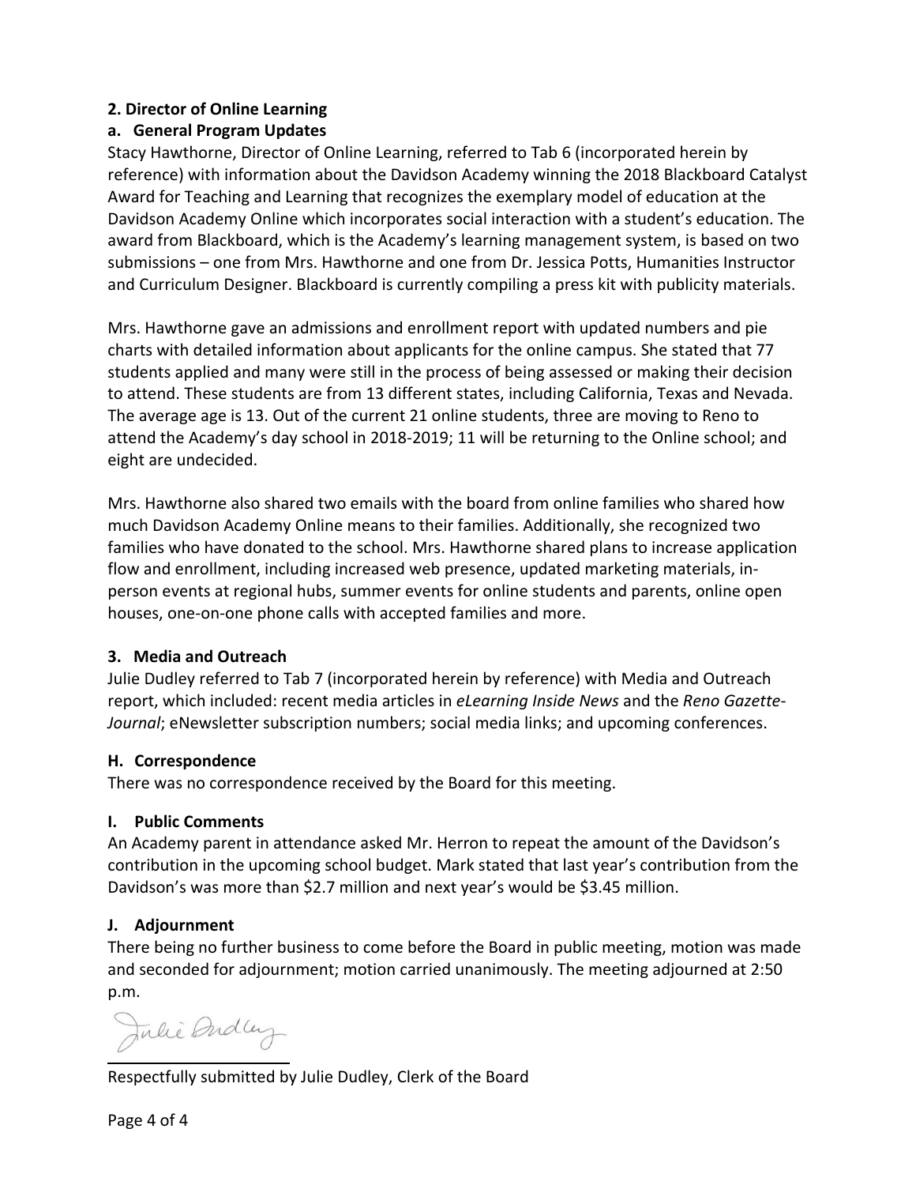**2. Director of Online Learning**

**a. General Program Updates**

Stacy Hawthorne, Director of Online Learning, referred to Tab 6 (incorporated herein by reference) with information about the Davidson Academy winning the 2018 Blackboard Catalyst Award for Teaching and Learning that recognizes the exemplary model of education at the Davidson Academy Online which incorporates social interaction with a student's education. The award from Blackboard, which is the Academy's learning management system, is based on two submissions – one from Mrs. Hawthorne and one from Dr. Jessica Potts, Humanities Instructor and Curriculum Designer. Blackboard is currently compiling a press kit with publicity materials.

Mrs. Hawthorne gave an admissions and enrollment report with updated numbers and pie charts with detailed information about applicants for the online campus. She stated that 77 students applied and many were still in the process of being assessed or making their decision to attend. These students are from 13 different states, including California, Texas and Nevada. The average age is 13. Out of the current 21 online students, three are moving to Reno to attend the Academy's day school in 2018-2019; 11 will be returning to the Online school; and eight are undecided.

Mrs. Hawthorne also shared two emails with the board from online families who shared how much Davidson Academy Online means to their families. Additionally, she recognized two families who have donated to the school. Mrs. Hawthorne shared plans to increase application flow and enrollment, including increased web presence, updated marketing materials, in-person events at regional hubs, summer events for online students and parents, online open houses, one-on-one phone calls with accepted families and more.

**3. Media and Outreach**

Julie Dudley referred to Tab 7 (incorporated herein by reference) with Media and Outreach report, which included: recent media articles in *eLearning Inside News* and the *Reno Gazette-Journal*; eNewsletter subscription numbers; social media links; and upcoming conferences.

**H. Correspondence**

There was no correspondence received by the Board for this meeting.

**I. Public Comments**

An Academy parent in attendance asked Mr. Herron to repeat the amount of the Davidson's contribution in the upcoming school budget. Mark stated that last year's contribution from the Davidson's was more than $2.7 million and next year's would be $3.45 million.

**J. Adjournment**

There being no further business to come before the Board in public meeting, motion was made and seconded for adjournment; motion carried unanimously. The meeting adjourned at 2:50 p.m.

Julie Dudley

Respectfully submitted by Julie Dudley, Clerk of the Board